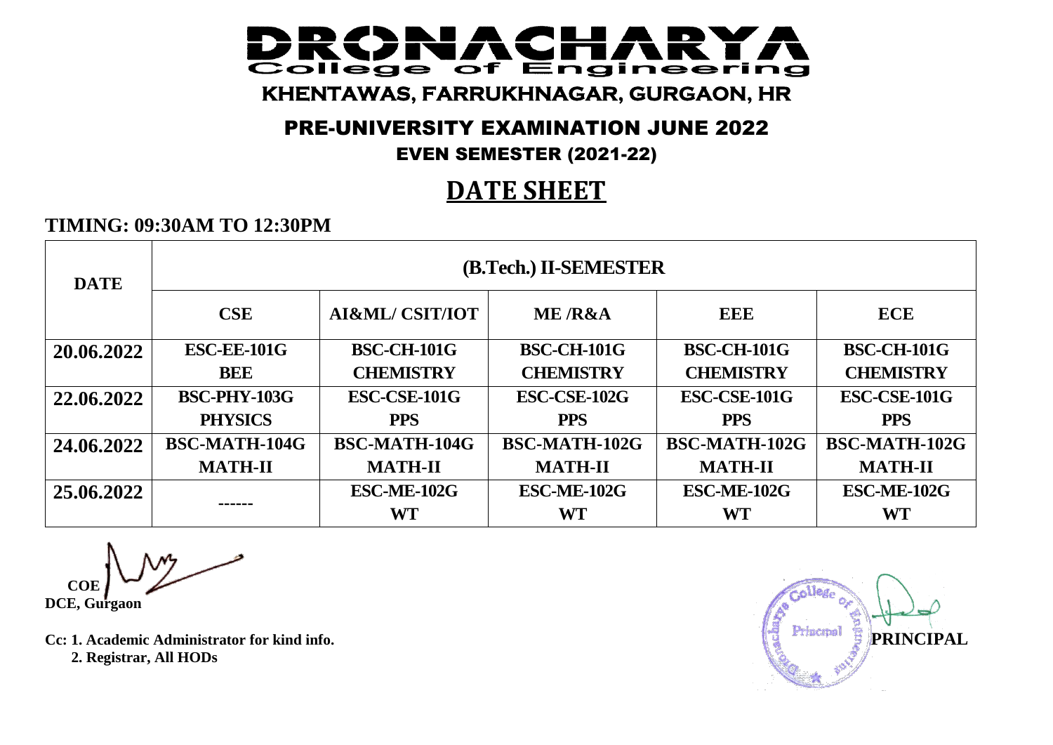# DRONACHARYA

## College of Engineering

KHENTAWAS, FARRUKHNAGAR, GURGAON, HR

### PRE-UNIVERSITY EXAMINATION JUNE 2022

### EVEN SEMESTER (2021-22)

## DATE SHEET

**TIMING: 09:30AM TO 12:30PM**

| DATE | (B.Tech.) II-SEMESTER | | | | |
|---|---|---|---|---|---|
| | CSE | AI&ML/ CSIT/IOT | ME /R&A | EEE | ECE |
| 20.06.2022 | ESC-EE-101G BEE | BSC-CH-101G CHEMISTRY | BSC-CH-101G CHEMISTRY | BSC-CH-101G CHEMISTRY | BSC-CH-101G CHEMISTRY |
| 22.06.2022 | BSC-PHY-103G PHYSICS | ESC-CSE-101G PPS | ESC-CSE-102G PPS | ESC-CSE-101G PPS | ESC-CSE-101G PPS |
| 24.06.2022 | BSC-MATH-104G MATH-II | BSC-MATH-104G MATH-II | BSC-MATH-102G MATH-II | BSC-MATH-102G MATH-II | BSC-MATH-102G MATH-II |
| 25.06.2022 | ------ | ESC-ME-102G WT | ESC-ME-102G WT | ESC-ME-102G WT | ESC-ME-102G WT |

**COE**
**DCE, Gurgaon**

**PRINCIPAL**

**Cc: 1. Academic Administrator for kind info.**
**2. Registrar, All HODs**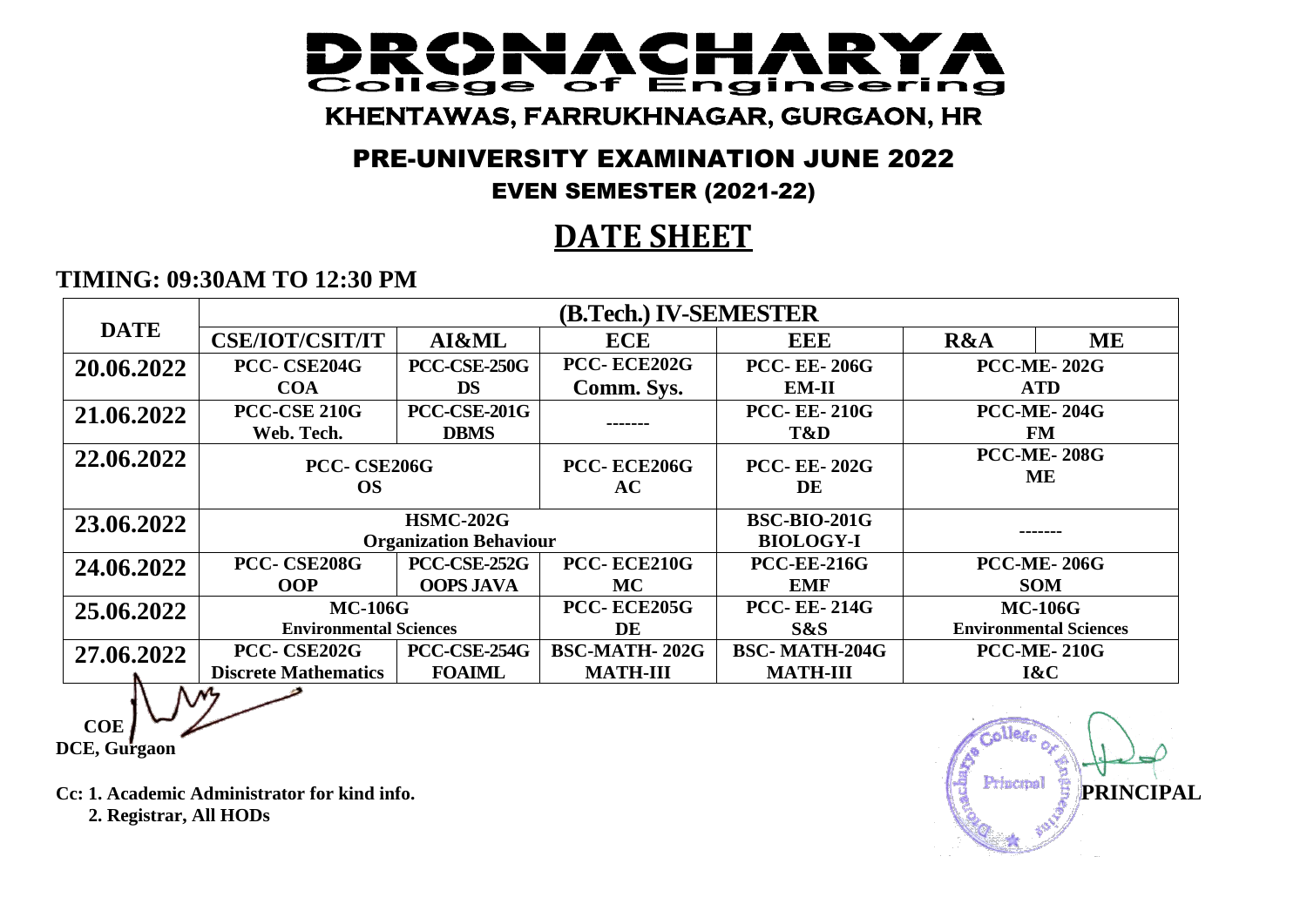# DRONACHARYA College of Engineering

## KHENTAWAS, FARRUKHNAGAR, GURGAON, HR

### PRE-UNIVERSITY EXAMINATION JUNE 2022

### EVEN SEMESTER (2021-22)

## DATE SHEET

**TIMING: 09:30AM TO 12:30 PM**

| DATE | (B.Tech.) IV-SEMESTER | | | | | |
|---|---|---|---|---|---|---|
| | CSE/IOT/CSIT/IT | AI&ML | ECE | EEE | R&A | ME |
| 20.06.2022 | PCC- CSE204G COA | PCC-CSE-250G DS | PCC- ECE202G Comm. Sys. | PCC- EE- 206G EM-II | PCC-ME- 202G ATD | |
| 21.06.2022 | PCC-CSE 210G Web. Tech. | PCC-CSE-201G DBMS | ------- | PCC- EE- 210G T&D | PCC-ME- 204G FM | |
| 22.06.2022 | PCC- CSE206G OS | | PCC- ECE206G AC | PCC- EE- 202G DE | PCC-ME- 208G ME | |
| 23.06.2022 | HSMC-202G Organization Behaviour | | | BSC-BIO-201G BIOLOGY-I | ------- | |
| 24.06.2022 | PCC- CSE208G OOP | PCC-CSE-252G OOPS JAVA | PCC- ECE210G MC | PCC-EE-216G EMF | PCC-ME- 206G SOM | |
| 25.06.2022 | MC-106G Environmental Sciences | | PCC- ECE205G DE | PCC- EE- 214G S&S | MC-106G Environmental Sciences | |
| 27.06.2022 | PCC- CSE202G Discrete Mathematics | PCC-CSE-254G FOAIML | BSC-MATH- 202G MATH-III | BSC- MATH-204G MATH-III | PCC-ME- 210G I&C | |

**COE**
**DCE, Gurgaon**

**PRINCIPAL**

**Cc: 1. Academic Administrator for kind info.**
**2. Registrar, All HODs**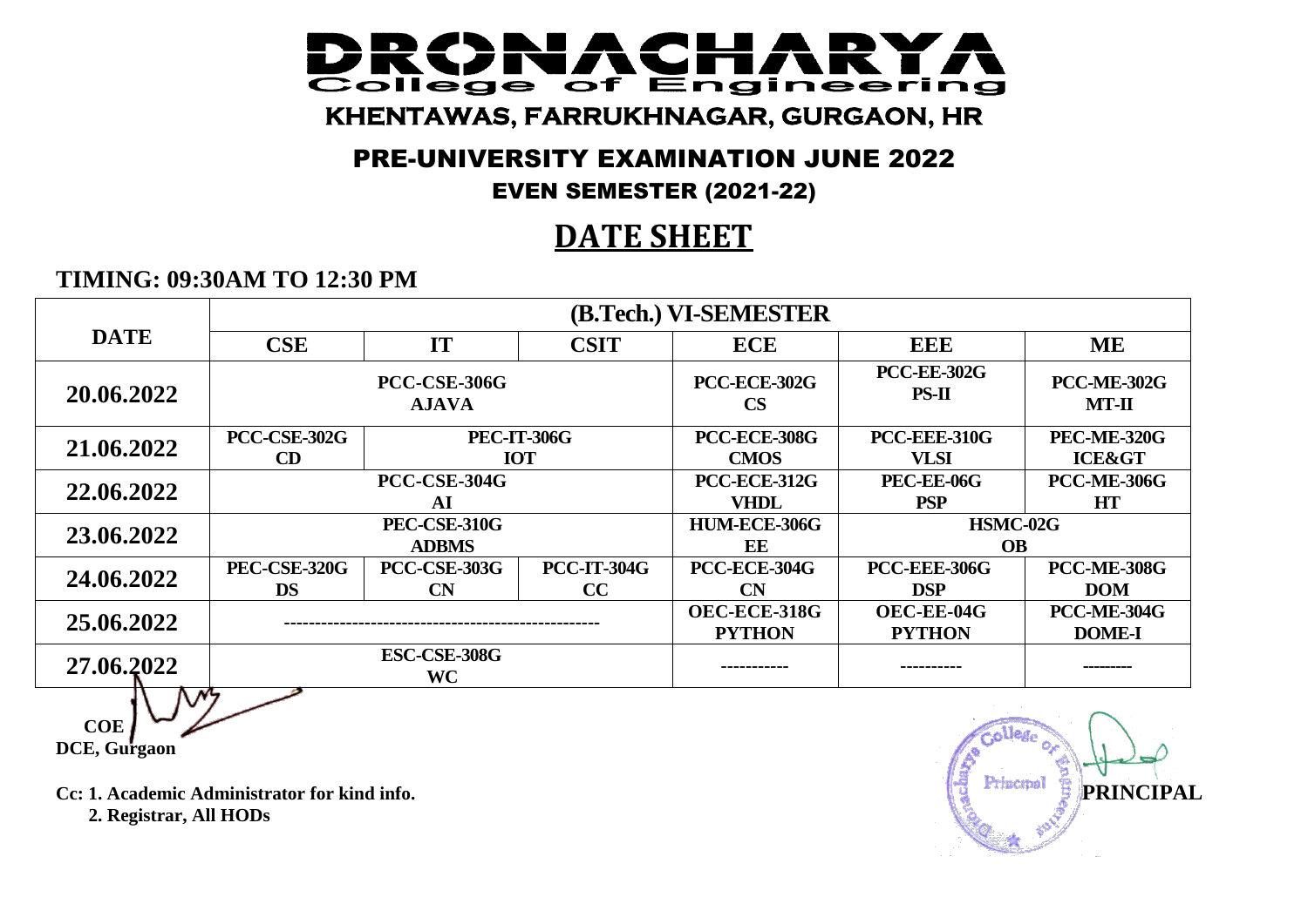# DRONACHARYA

## College of Engineering

KHENTAWAS, FARRUKHNAGAR, GURGAON, HR

### PRE-UNIVERSITY EXAMINATION JUNE 2022

### EVEN SEMESTER (2021-22)

## DATE SHEET

**TIMING: 09:30AM TO 12:30 PM**

| DATE | (B.Tech.) VI-SEMESTER | | | | | |
|---|---|---|---|---|---|---|
| | CSE | IT | CSIT | ECE | EEE | ME |
| 20.06.2022 | PCC-CSE-306G AJAVA | | | PCC-ECE-302G CS | PCC-EE-302G PS-II | PCC-ME-302G MT-II |
| 21.06.2022 | PCC-CSE-302G CD | PEC-IT-306G IOT | | PCC-ECE-308G CMOS | PCC-EEE-310G VLSI | PEC-ME-320G ICE&GT |
| 22.06.2022 | PCC-CSE-304G AI | | | PCC-ECE-312G VHDL | PEC-EE-06G PSP | PCC-ME-306G HT |
| 23.06.2022 | PEC-CSE-310G ADBMS | | | HUM-ECE-306G EE | HSMC-02G OB | |
| 24.06.2022 | PEC-CSE-320G DS | PCC-CSE-303G CN | PCC-IT-304G CC | PCC-ECE-304G CN | PCC-EEE-306G DSP | PCC-ME-308G DOM |
| 25.06.2022 | -------------------------------------------------- | | | OEC-ECE-318G PYTHON | OEC-EE-04G PYTHON | PCC-ME-304G DOME-I |
| 27.06.2022 | ESC-CSE-308G WC | | | ----------- | ---------- | --------- |

**COE**
**DCE, Gurgaon**

**PRINCIPAL**

**Cc: 1. Academic Administrator for kind info.**
**2. Registrar, All HODs**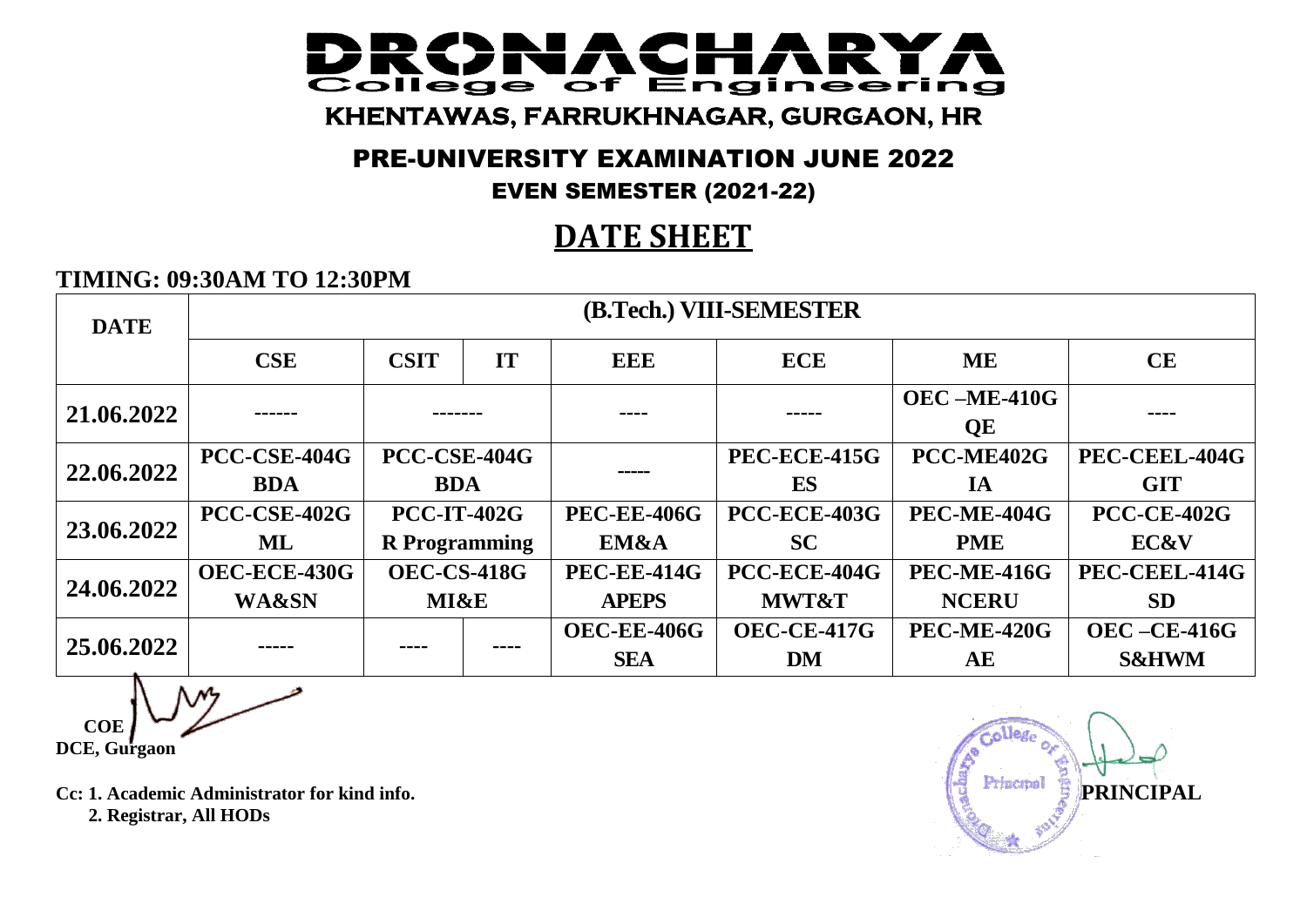# DRONACHARYA College of Engineering

KHENTAWAS, FARRUKHNAGAR, GURGAON, HR

## PRE-UNIVERSITY EXAMINATION JUNE 2022

### EVEN SEMESTER (2021-22)

## DATE SHEET

**TIMING: 09:30AM TO 12:30PM**

| DATE | (B.Tech.) VIII-SEMESTER | | | | | | |
|---|---|---|---|---|---|---|---|
| | **CSE** | **CSIT** | **IT** | **EEE** | **ECE** | **ME** | **CE** |
| **21.06.2022** | ------ | ------- | | ---- | ----- | OEC –ME-410G QE | ---- |
| **22.06.2022** | PCC-CSE-404G BDA | PCC-CSE-404G BDA | | ----- | PEC-ECE-415G ES | PCC-ME402G IA | PEC-CEEL-404G GIT |
| **23.06.2022** | PCC-CSE-402G ML | PCC-IT-402G R Programming | | PEC-EE-406G EM&A | PCC-ECE-403G SC | PEC-ME-404G PME | PCC-CE-402G EC&V |
| **24.06.2022** | OEC-ECE-430G WA&SN | OEC-CS-418G MI&E | | PEC-EE-414G APEPS | PCC-ECE-404G MWT&T | PEC-ME-416G NCERU | PEC-CEEL-414G SD |
| **25.06.2022** | ----- | ---- | ---- | OEC-EE-406G SEA | OEC-CE-417G DM | PEC-ME-420G AE | OEC –CE-416G S&HWM |

**COE**
**DCE, Gurgaon**

**PRINCIPAL**

**Cc: 1. Academic Administrator for kind info.**
**2. Registrar, All HODs**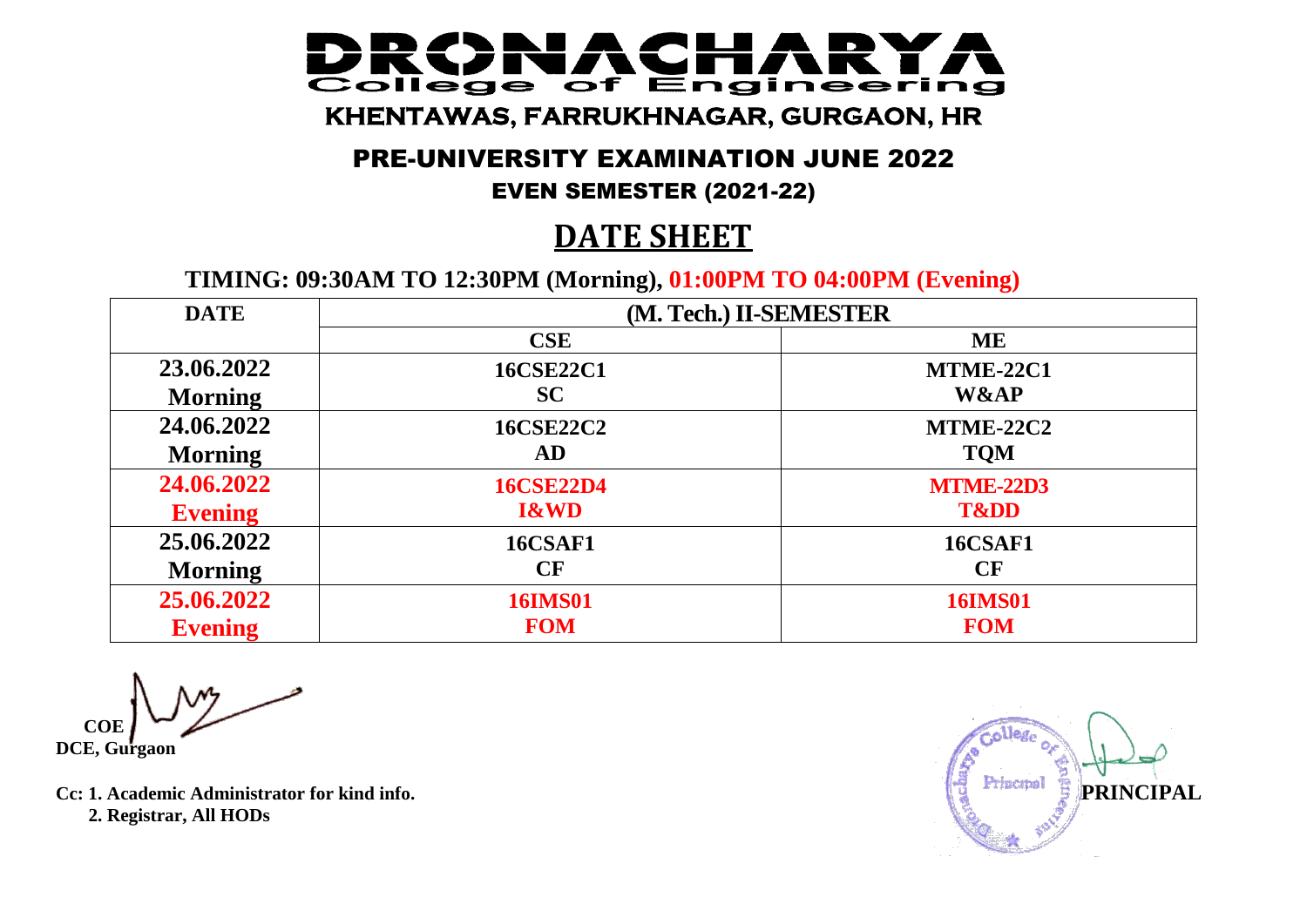# DRONACHARYA College of Engineering

KHENTAWAS, FARRUKHNAGAR, GURGAON, HR

## PRE-UNIVERSITY EXAMINATION JUNE 2022

### EVEN SEMESTER (2021-22)

## DATE SHEET

**TIMING: 09:30AM TO 12:30PM (Morning), 01:00PM TO 04:00PM (Evening)**

| DATE | (M. Tech.) II-SEMESTER | |
|---|---|---|
| | CSE | ME |
| 23.06.2022 Morning | 16CSE22C1 SC | MTME-22C1 W&AP |
| 24.06.2022 Morning | 16CSE22C2 AD | MTME-22C2 TQM |
| 24.06.2022 Evening | 16CSE22D4 I&WD | MTME-22D3 T&DD |
| 25.06.2022 Morning | 16CSAF1 CF | 16CSAF1 CF |
| 25.06.2022 Evening | 16IMS01 FOM | 16IMS01 FOM |

**COE**
**DCE, Gurgaon**

**PRINCIPAL**

**Cc: 1. Academic Administrator for kind info.**
**2. Registrar, All HODs**